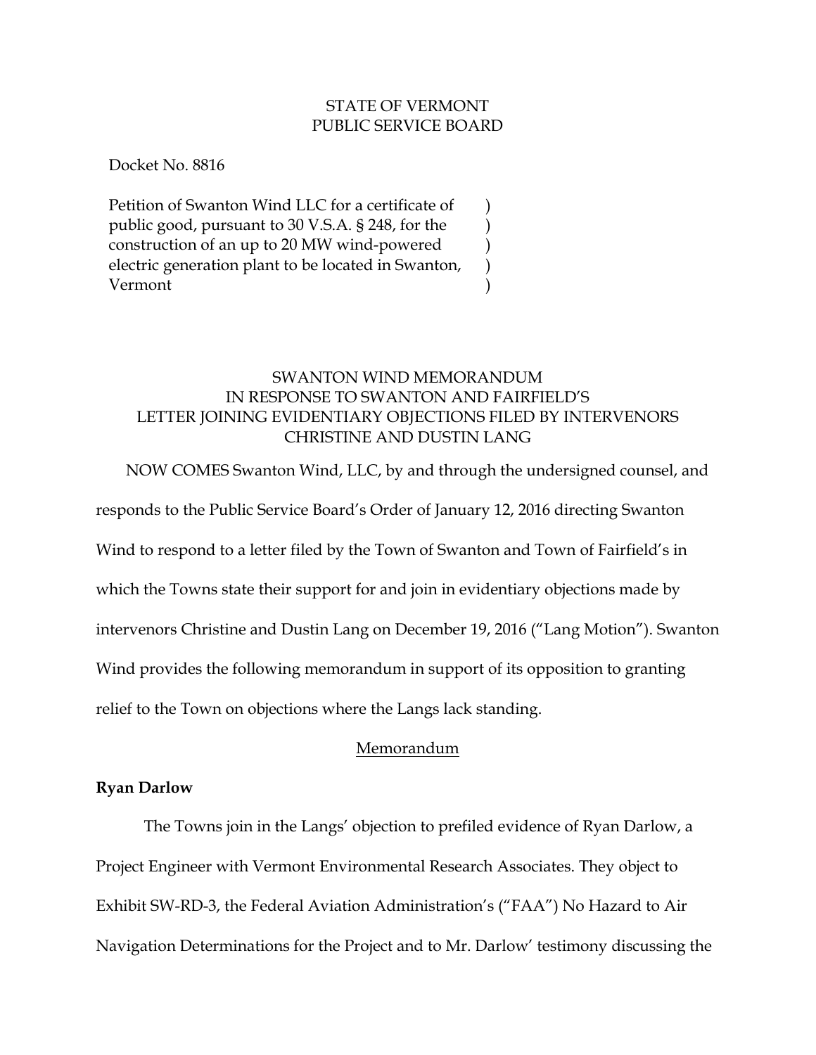STATE OF VERMONT
PUBLIC SERVICE BOARD

Docket No. 8816

Petition of Swanton Wind LLC for a certificate of public good, pursuant to 30 V.S.A. § 248, for the construction of an up to 20 MW wind-powered electric generation plant to be located in Swanton, Vermont

SWANTON WIND MEMORANDUM
IN RESPONSE TO SWANTON AND FAIRFIELD'S
LETTER JOINING EVIDENTIARY OBJECTIONS FILED BY INTERVENORS
CHRISTINE AND DUSTIN LANG

NOW COMES Swanton Wind, LLC, by and through the undersigned counsel, and responds to the Public Service Board's Order of January 12, 2016 directing Swanton Wind to respond to a letter filed by the Town of Swanton and Town of Fairfield's in which the Towns state their support for and join in evidentiary objections made by intervenors Christine and Dustin Lang on December 19, 2016 ("Lang Motion"). Swanton Wind provides the following memorandum in support of its opposition to granting relief to the Town on objections where the Langs lack standing.

Memorandum

**Ryan Darlow**

The Towns join in the Langs' objection to prefiled evidence of Ryan Darlow, a Project Engineer with Vermont Environmental Research Associates. They object to Exhibit SW-RD-3, the Federal Aviation Administration's ("FAA") No Hazard to Air Navigation Determinations for the Project and to Mr. Darlow' testimony discussing the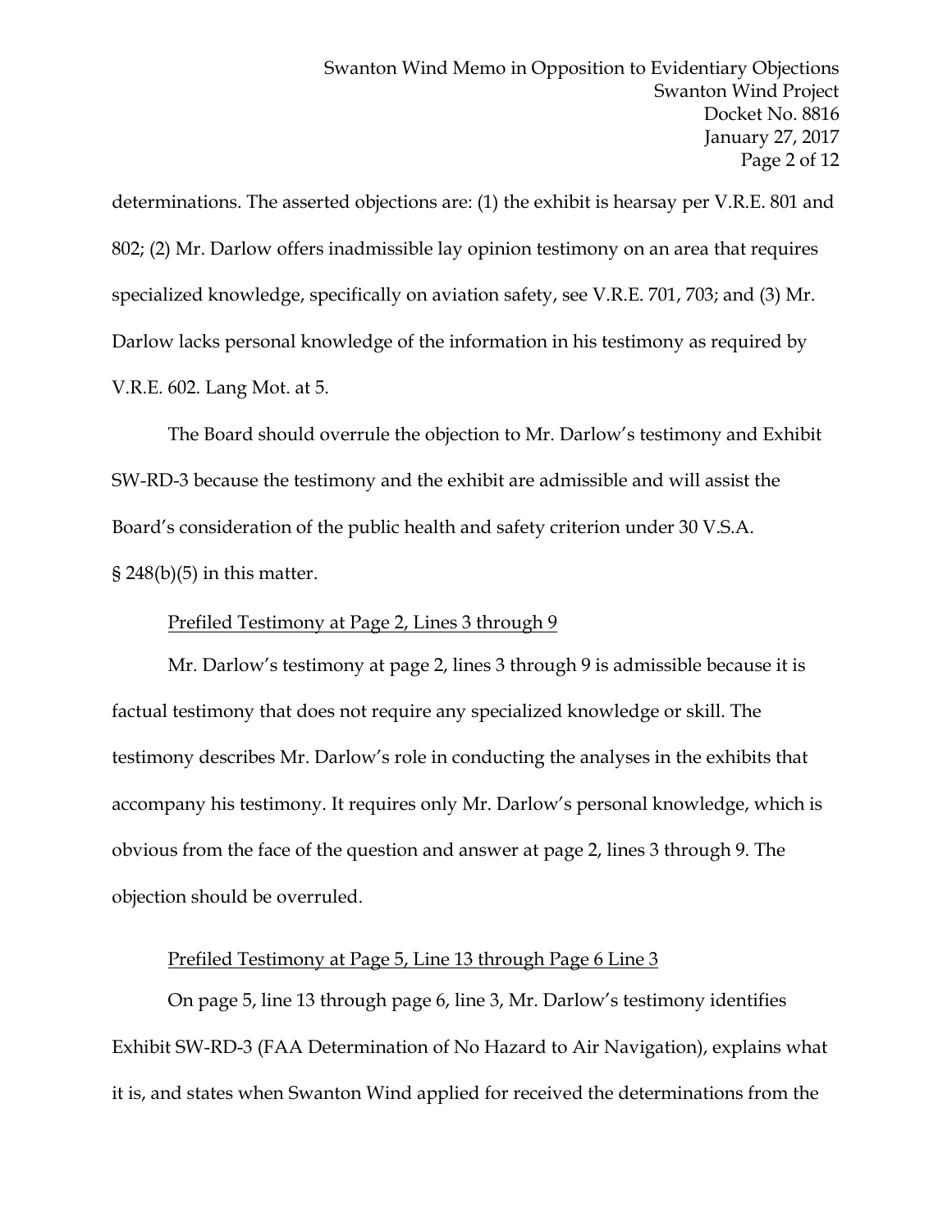determinations. The asserted objections are: (1) the exhibit is hearsay per V.R.E. 801 and 802; (2) Mr. Darlow offers inadmissible lay opinion testimony on an area that requires specialized knowledge, specifically on aviation safety, see V.R.E. 701, 703; and (3) Mr. Darlow lacks personal knowledge of the information in his testimony as required by V.R.E. 602. Lang Mot. at 5.

The Board should overrule the objection to Mr. Darlow's testimony and Exhibit SW-RD-3 because the testimony and the exhibit are admissible and will assist the Board's consideration of the public health and safety criterion under 30 V.S.A. § 248(b)(5) in this matter.

<u>Prefiled Testimony at Page 2, Lines 3 through 9</u>

Mr. Darlow's testimony at page 2, lines 3 through 9 is admissible because it is factual testimony that does not require any specialized knowledge or skill. The testimony describes Mr. Darlow's role in conducting the analyses in the exhibits that accompany his testimony. It requires only Mr. Darlow's personal knowledge, which is obvious from the face of the question and answer at page 2, lines 3 through 9. The objection should be overruled.

<u>Prefiled Testimony at Page 5, Line 13 through Page 6 Line 3</u>

On page 5, line 13 through page 6, line 3, Mr. Darlow's testimony identifies Exhibit SW-RD-3 (FAA Determination of No Hazard to Air Navigation), explains what it is, and states when Swanton Wind applied for received the determinations from the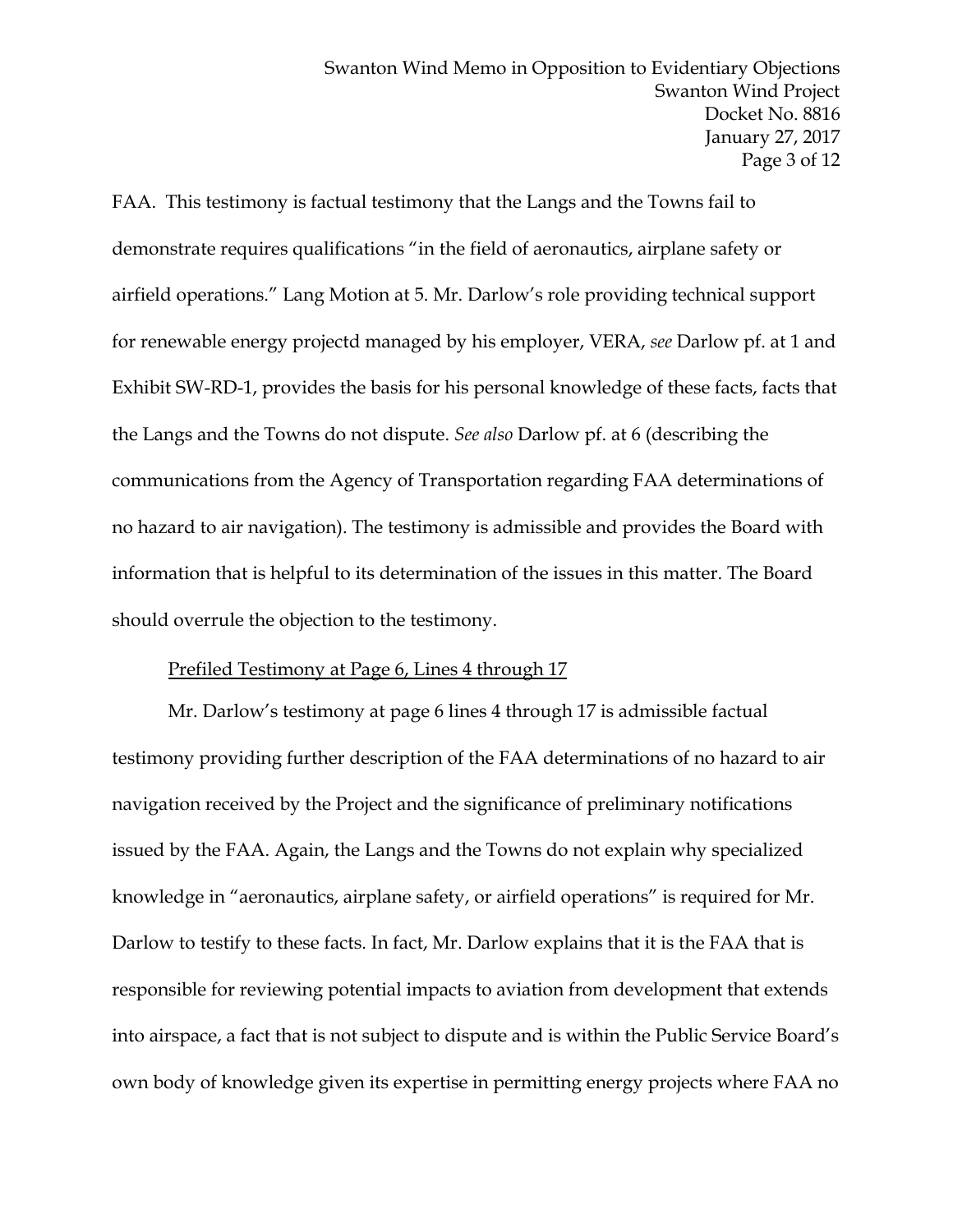FAA. This testimony is factual testimony that the Langs and the Towns fail to demonstrate requires qualifications "in the field of aeronautics, airplane safety or airfield operations." Lang Motion at 5. Mr. Darlow's role providing technical support for renewable energy projectd managed by his employer, VERA, *see* Darlow pf. at 1 and Exhibit SW-RD-1, provides the basis for his personal knowledge of these facts, facts that the Langs and the Towns do not dispute. *See also* Darlow pf. at 6 (describing the communications from the Agency of Transportation regarding FAA determinations of no hazard to air navigation). The testimony is admissible and provides the Board with information that is helpful to its determination of the issues in this matter. The Board should overrule the objection to the testimony.

<u>Prefiled Testimony at Page 6, Lines 4 through 17</u>

Mr. Darlow's testimony at page 6 lines 4 through 17 is admissible factual testimony providing further description of the FAA determinations of no hazard to air navigation received by the Project and the significance of preliminary notifications issued by the FAA. Again, the Langs and the Towns do not explain why specialized knowledge in "aeronautics, airplane safety, or airfield operations" is required for Mr. Darlow to testify to these facts. In fact, Mr. Darlow explains that it is the FAA that is responsible for reviewing potential impacts to aviation from development that extends into airspace, a fact that is not subject to dispute and is within the Public Service Board's own body of knowledge given its expertise in permitting energy projects where FAA no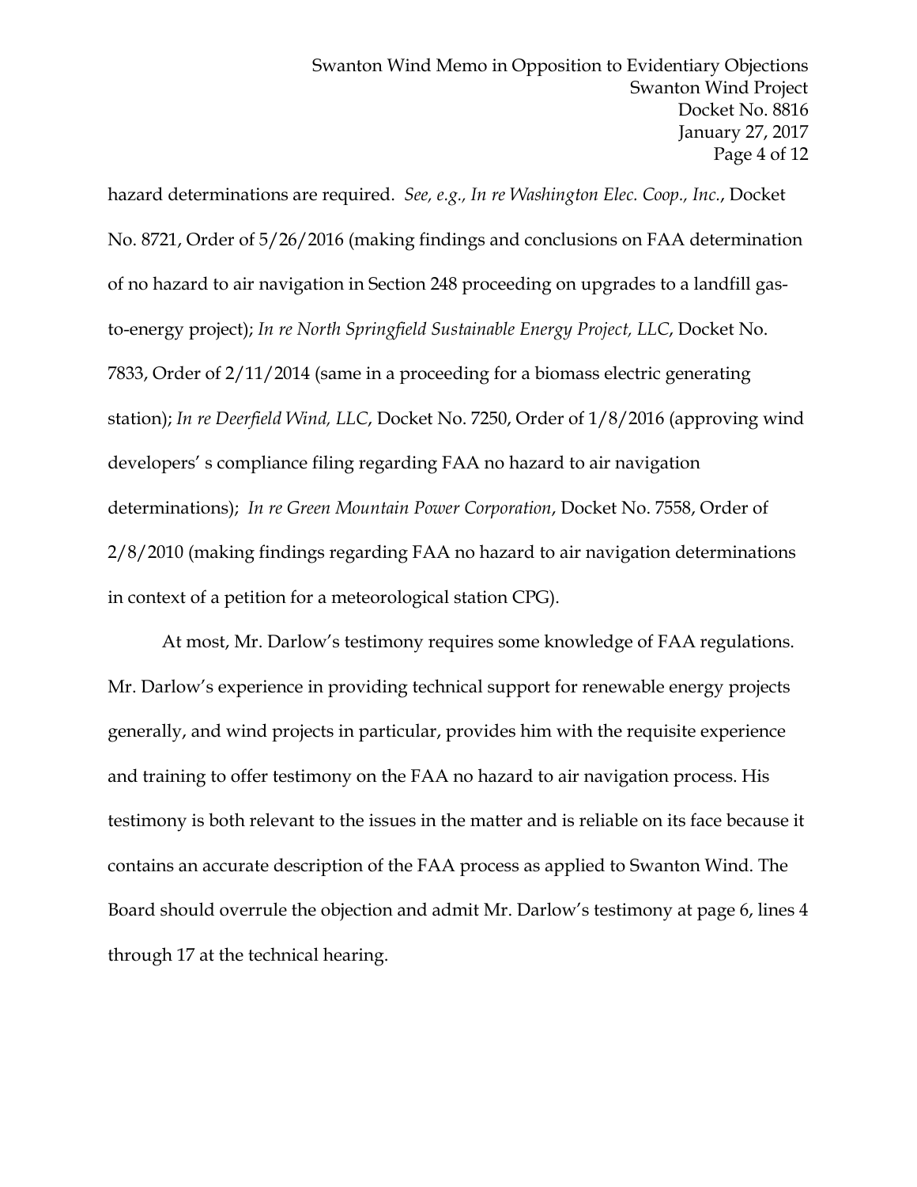hazard determinations are required. *See, e.g., In re Washington Elec. Coop., Inc.*, Docket No. 8721, Order of 5/26/2016 (making findings and conclusions on FAA determination of no hazard to air navigation in Section 248 proceeding on upgrades to a landfill gas-to-energy project); *In re North Springfield Sustainable Energy Project, LLC*, Docket No. 7833, Order of 2/11/2014 (same in a proceeding for a biomass electric generating station); *In re Deerfield Wind, LLC*, Docket No. 7250, Order of 1/8/2016 (approving wind developers' s compliance filing regarding FAA no hazard to air navigation determinations); *In re Green Mountain Power Corporation*, Docket No. 7558, Order of 2/8/2010 (making findings regarding FAA no hazard to air navigation determinations in context of a petition for a meteorological station CPG).

At most, Mr. Darlow's testimony requires some knowledge of FAA regulations. Mr. Darlow's experience in providing technical support for renewable energy projects generally, and wind projects in particular, provides him with the requisite experience and training to offer testimony on the FAA no hazard to air navigation process. His testimony is both relevant to the issues in the matter and is reliable on its face because it contains an accurate description of the FAA process as applied to Swanton Wind. The Board should overrule the objection and admit Mr. Darlow's testimony at page 6, lines 4 through 17 at the technical hearing.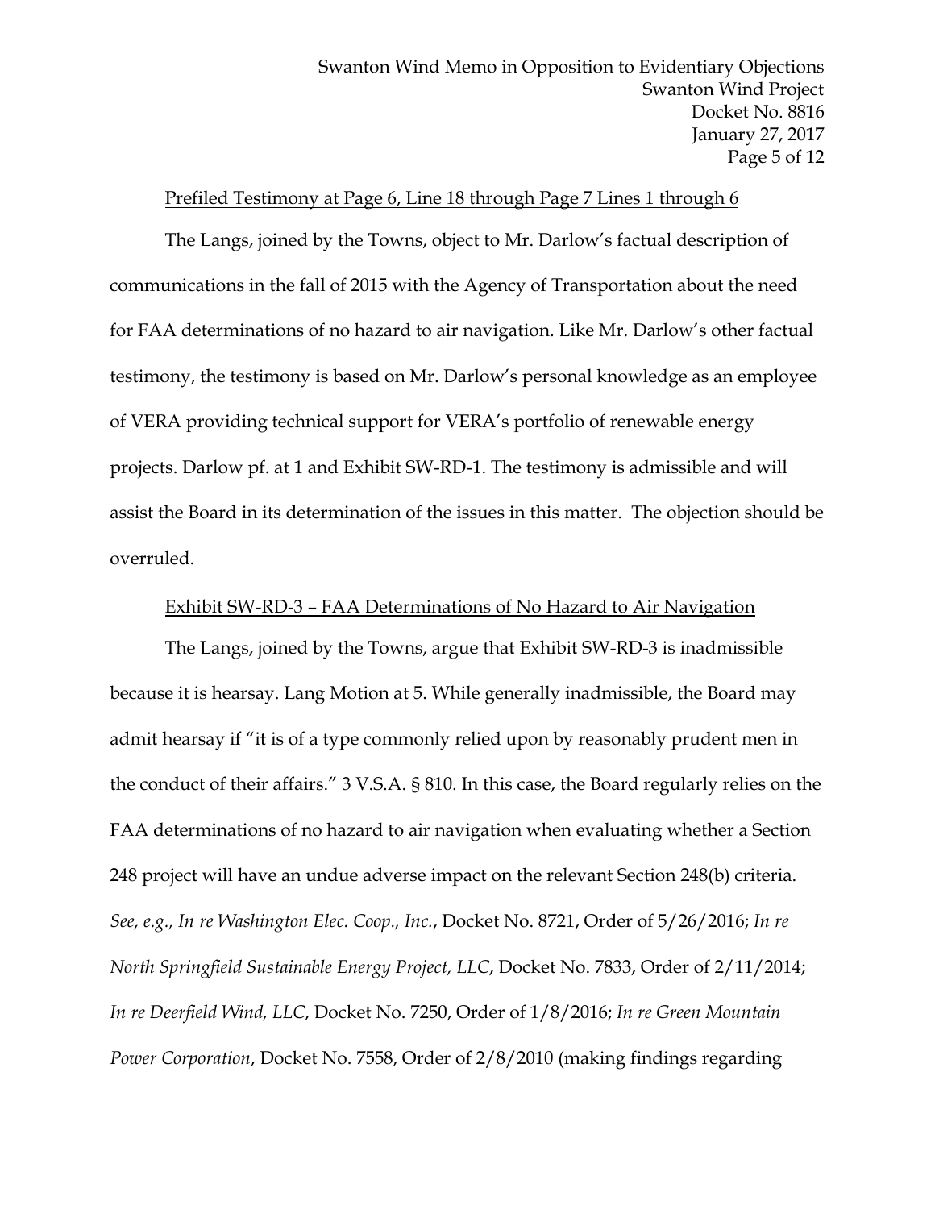<u>Prefiled Testimony at Page 6, Line 18 through Page 7 Lines 1 through 6</u>

The Langs, joined by the Towns, object to Mr. Darlow's factual description of communications in the fall of 2015 with the Agency of Transportation about the need for FAA determinations of no hazard to air navigation. Like Mr. Darlow's other factual testimony, the testimony is based on Mr. Darlow's personal knowledge as an employee of VERA providing technical support for VERA's portfolio of renewable energy projects. Darlow pf. at 1 and Exhibit SW-RD-1. The testimony is admissible and will assist the Board in its determination of the issues in this matter. The objection should be overruled.

<u>Exhibit SW-RD-3 – FAA Determinations of No Hazard to Air Navigation</u>

The Langs, joined by the Towns, argue that Exhibit SW-RD-3 is inadmissible because it is hearsay. Lang Motion at 5. While generally inadmissible, the Board may admit hearsay if "it is of a type commonly relied upon by reasonably prudent men in the conduct of their affairs." 3 V.S.A. § 810. In this case, the Board regularly relies on the FAA determinations of no hazard to air navigation when evaluating whether a Section 248 project will have an undue adverse impact on the relevant Section 248(b) criteria. *See, e.g., In re Washington Elec. Coop., Inc.*, Docket No. 8721, Order of 5/26/2016; *In re North Springfield Sustainable Energy Project, LLC*, Docket No. 7833, Order of 2/11/2014; *In re Deerfield Wind, LLC*, Docket No. 7250, Order of 1/8/2016; *In re Green Mountain Power Corporation*, Docket No. 7558, Order of 2/8/2010 (making findings regarding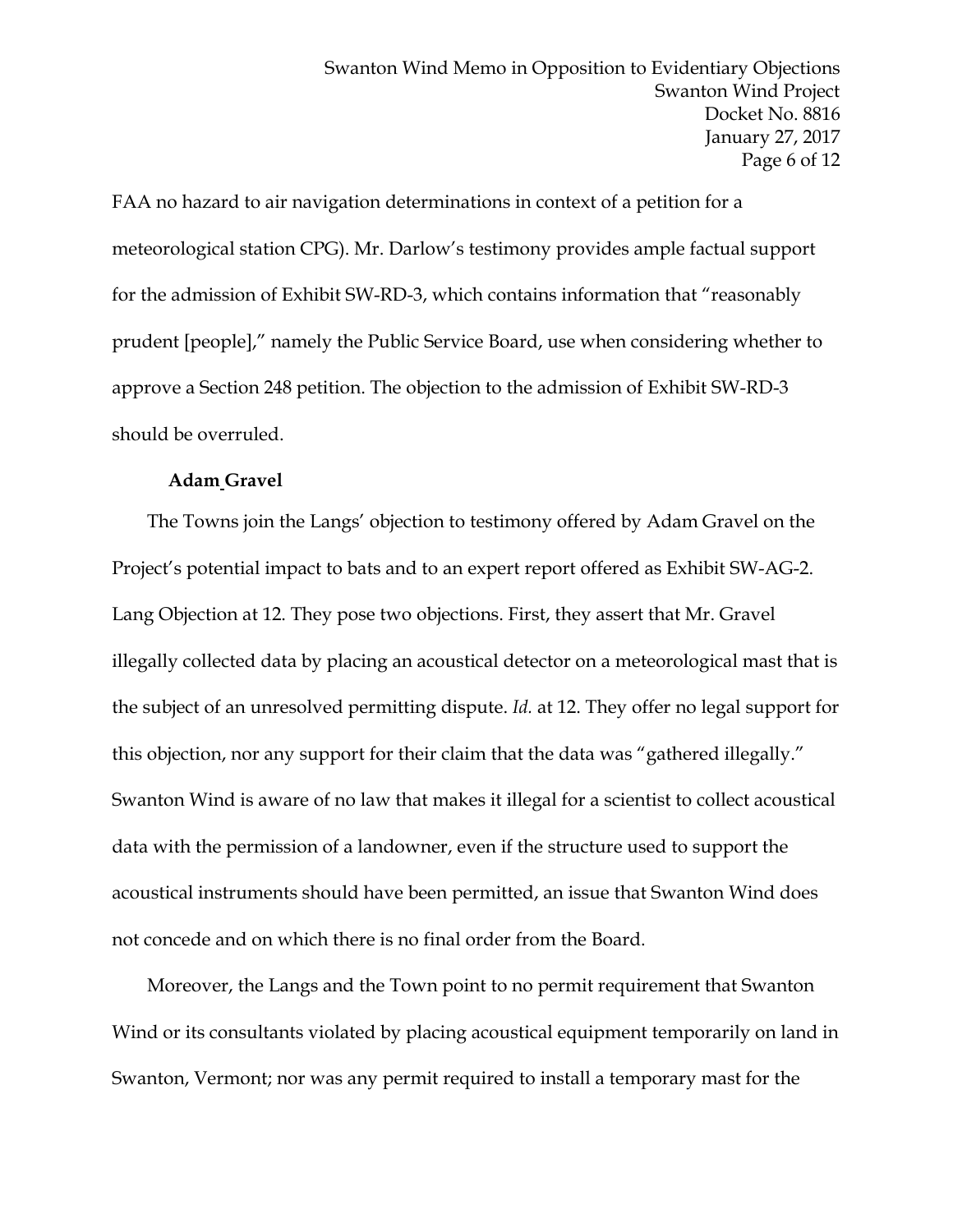FAA no hazard to air navigation determinations in context of a petition for a meteorological station CPG). Mr. Darlow's testimony provides ample factual support for the admission of Exhibit SW-RD-3, which contains information that "reasonably prudent [people]," namely the Public Service Board, use when considering whether to approve a Section 248 petition. The objection to the admission of Exhibit SW-RD-3 should be overruled.

**Adam Gravel**

The Towns join the Langs' objection to testimony offered by Adam Gravel on the Project's potential impact to bats and to an expert report offered as Exhibit SW-AG-2. Lang Objection at 12. They pose two objections. First, they assert that Mr. Gravel illegally collected data by placing an acoustical detector on a meteorological mast that is the subject of an unresolved permitting dispute. *Id.* at 12. They offer no legal support for this objection, nor any support for their claim that the data was "gathered illegally." Swanton Wind is aware of no law that makes it illegal for a scientist to collect acoustical data with the permission of a landowner, even if the structure used to support the acoustical instruments should have been permitted, an issue that Swanton Wind does not concede and on which there is no final order from the Board.

Moreover, the Langs and the Town point to no permit requirement that Swanton Wind or its consultants violated by placing acoustical equipment temporarily on land in Swanton, Vermont; nor was any permit required to install a temporary mast for the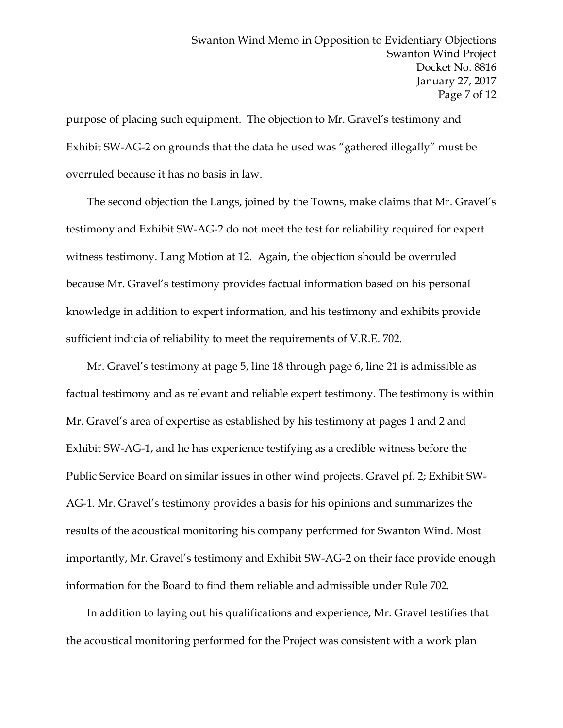purpose of placing such equipment. The objection to Mr. Gravel's testimony and Exhibit SW-AG-2 on grounds that the data he used was "gathered illegally" must be overruled because it has no basis in law.

The second objection the Langs, joined by the Towns, make claims that Mr. Gravel's testimony and Exhibit SW-AG-2 do not meet the test for reliability required for expert witness testimony. Lang Motion at 12. Again, the objection should be overruled because Mr. Gravel's testimony provides factual information based on his personal knowledge in addition to expert information, and his testimony and exhibits provide sufficient indicia of reliability to meet the requirements of V.R.E. 702.

Mr. Gravel's testimony at page 5, line 18 through page 6, line 21 is admissible as factual testimony and as relevant and reliable expert testimony. The testimony is within Mr. Gravel's area of expertise as established by his testimony at pages 1 and 2 and Exhibit SW-AG-1, and he has experience testifying as a credible witness before the Public Service Board on similar issues in other wind projects. Gravel pf. 2; Exhibit SW-AG-1. Mr. Gravel's testimony provides a basis for his opinions and summarizes the results of the acoustical monitoring his company performed for Swanton Wind. Most importantly, Mr. Gravel's testimony and Exhibit SW-AG-2 on their face provide enough information for the Board to find them reliable and admissible under Rule 702.

In addition to laying out his qualifications and experience, Mr. Gravel testifies that the acoustical monitoring performed for the Project was consistent with a work plan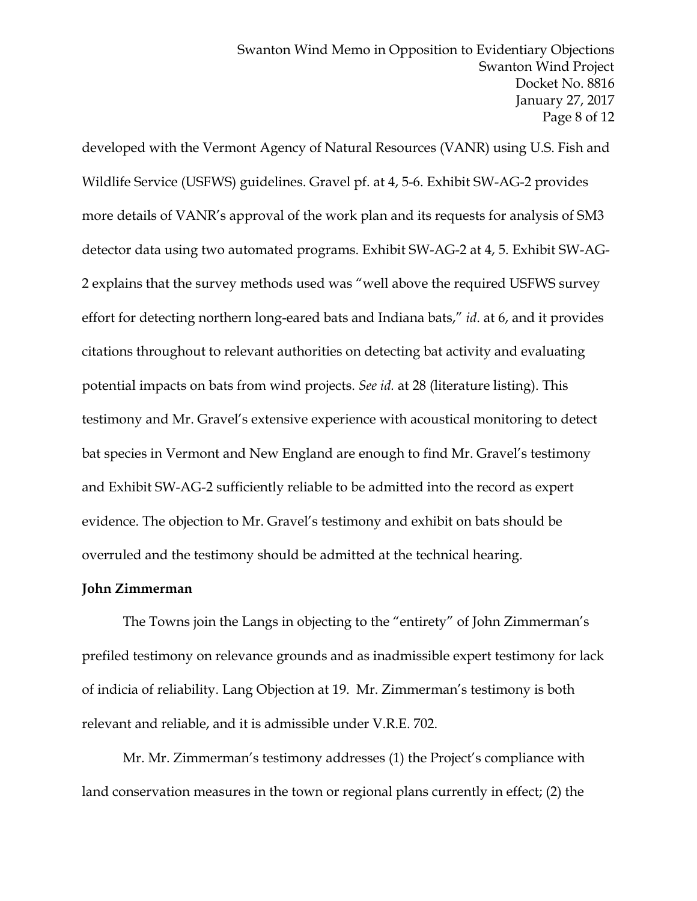developed with the Vermont Agency of Natural Resources (VANR) using U.S. Fish and Wildlife Service (USFWS) guidelines. Gravel pf. at 4, 5-6. Exhibit SW-AG-2 provides more details of VANR's approval of the work plan and its requests for analysis of SM3 detector data using two automated programs. Exhibit SW-AG-2 at 4, 5. Exhibit SW-AG-2 explains that the survey methods used was "well above the required USFWS survey effort for detecting northern long-eared bats and Indiana bats," *id.* at 6, and it provides citations throughout to relevant authorities on detecting bat activity and evaluating potential impacts on bats from wind projects. *See id.* at 28 (literature listing). This testimony and Mr. Gravel's extensive experience with acoustical monitoring to detect bat species in Vermont and New England are enough to find Mr. Gravel's testimony and Exhibit SW-AG-2 sufficiently reliable to be admitted into the record as expert evidence. The objection to Mr. Gravel's testimony and exhibit on bats should be overruled and the testimony should be admitted at the technical hearing.

**John Zimmerman**

The Towns join the Langs in objecting to the "entirety" of John Zimmerman's prefiled testimony on relevance grounds and as inadmissible expert testimony for lack of indicia of reliability. Lang Objection at 19. Mr. Zimmerman's testimony is both relevant and reliable, and it is admissible under V.R.E. 702.

Mr. Mr. Zimmerman's testimony addresses (1) the Project's compliance with land conservation measures in the town or regional plans currently in effect; (2) the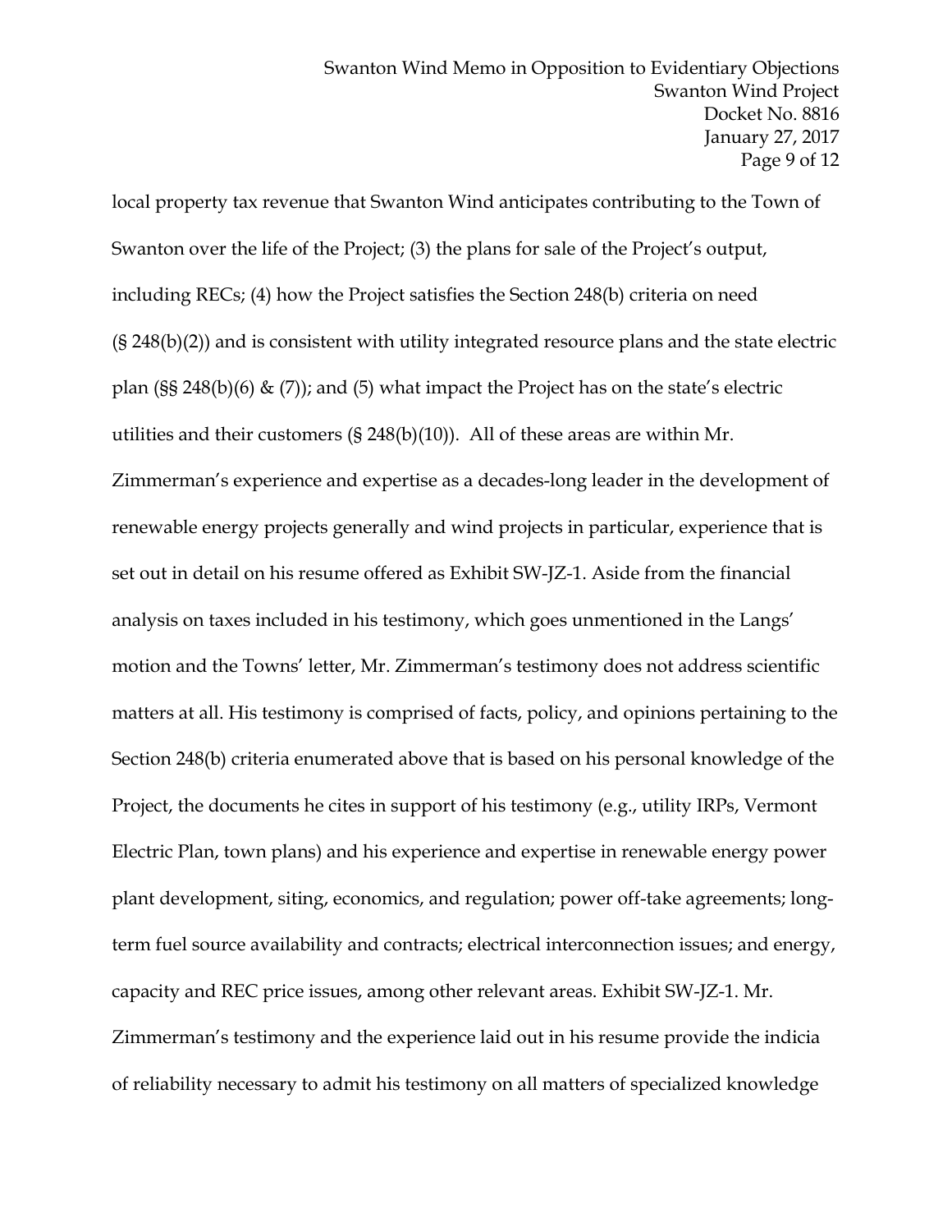local property tax revenue that Swanton Wind anticipates contributing to the Town of Swanton over the life of the Project; (3) the plans for sale of the Project's output, including RECs; (4) how the Project satisfies the Section 248(b) criteria on need (§ 248(b)(2)) and is consistent with utility integrated resource plans and the state electric plan (§§ 248(b)(6) & (7)); and (5) what impact the Project has on the state's electric utilities and their customers (§ 248(b)(10)). All of these areas are within Mr. Zimmerman's experience and expertise as a decades-long leader in the development of renewable energy projects generally and wind projects in particular, experience that is set out in detail on his resume offered as Exhibit SW-JZ-1. Aside from the financial analysis on taxes included in his testimony, which goes unmentioned in the Langs' motion and the Towns' letter, Mr. Zimmerman's testimony does not address scientific matters at all. His testimony is comprised of facts, policy, and opinions pertaining to the Section 248(b) criteria enumerated above that is based on his personal knowledge of the Project, the documents he cites in support of his testimony (e.g., utility IRPs, Vermont Electric Plan, town plans) and his experience and expertise in renewable energy power plant development, siting, economics, and regulation; power off-take agreements; long-term fuel source availability and contracts; electrical interconnection issues; and energy, capacity and REC price issues, among other relevant areas. Exhibit SW-JZ-1. Mr. Zimmerman's testimony and the experience laid out in his resume provide the indicia of reliability necessary to admit his testimony on all matters of specialized knowledge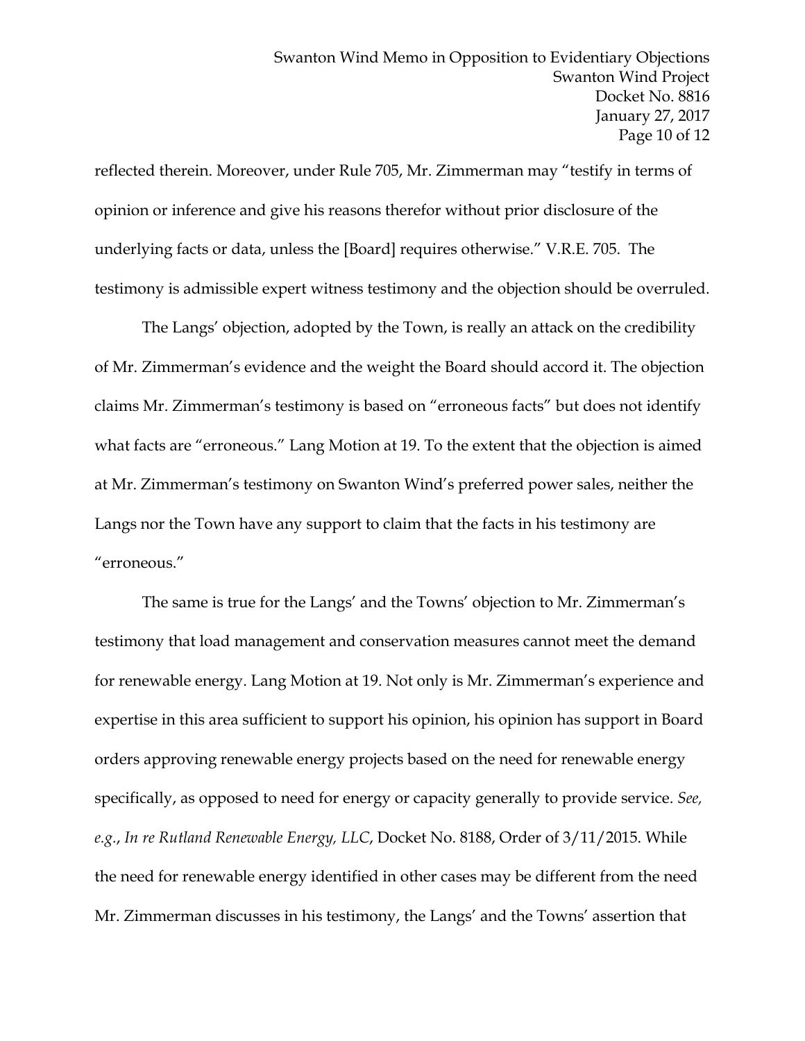reflected therein. Moreover, under Rule 705, Mr. Zimmerman may "testify in terms of opinion or inference and give his reasons therefor without prior disclosure of the underlying facts or data, unless the [Board] requires otherwise." V.R.E. 705. The testimony is admissible expert witness testimony and the objection should be overruled.

The Langs' objection, adopted by the Town, is really an attack on the credibility of Mr. Zimmerman's evidence and the weight the Board should accord it. The objection claims Mr. Zimmerman's testimony is based on "erroneous facts" but does not identify what facts are "erroneous." Lang Motion at 19. To the extent that the objection is aimed at Mr. Zimmerman's testimony on Swanton Wind's preferred power sales, neither the Langs nor the Town have any support to claim that the facts in his testimony are "erroneous."

The same is true for the Langs' and the Towns' objection to Mr. Zimmerman's testimony that load management and conservation measures cannot meet the demand for renewable energy. Lang Motion at 19. Not only is Mr. Zimmerman's experience and expertise in this area sufficient to support his opinion, his opinion has support in Board orders approving renewable energy projects based on the need for renewable energy specifically, as opposed to need for energy or capacity generally to provide service. *See, e.g.*, *In re Rutland Renewable Energy, LLC*, Docket No. 8188, Order of 3/11/2015. While the need for renewable energy identified in other cases may be different from the need Mr. Zimmerman discusses in his testimony, the Langs' and the Towns' assertion that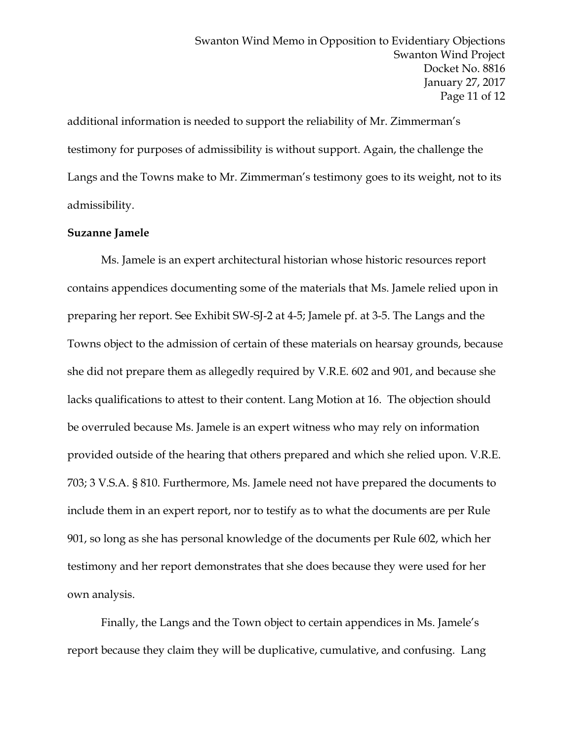additional information is needed to support the reliability of Mr. Zimmerman's testimony for purposes of admissibility is without support. Again, the challenge the Langs and the Towns make to Mr. Zimmerman's testimony goes to its weight, not to its admissibility.

**Suzanne Jamele**

Ms. Jamele is an expert architectural historian whose historic resources report contains appendices documenting some of the materials that Ms. Jamele relied upon in preparing her report. See Exhibit SW-SJ-2 at 4-5; Jamele pf. at 3-5. The Langs and the Towns object to the admission of certain of these materials on hearsay grounds, because she did not prepare them as allegedly required by V.R.E. 602 and 901, and because she lacks qualifications to attest to their content. Lang Motion at 16. The objection should be overruled because Ms. Jamele is an expert witness who may rely on information provided outside of the hearing that others prepared and which she relied upon. V.R.E. 703; 3 V.S.A. § 810. Furthermore, Ms. Jamele need not have prepared the documents to include them in an expert report, nor to testify as to what the documents are per Rule 901, so long as she has personal knowledge of the documents per Rule 602, which her testimony and her report demonstrates that she does because they were used for her own analysis.

Finally, the Langs and the Town object to certain appendices in Ms. Jamele's report because they claim they will be duplicative, cumulative, and confusing. Lang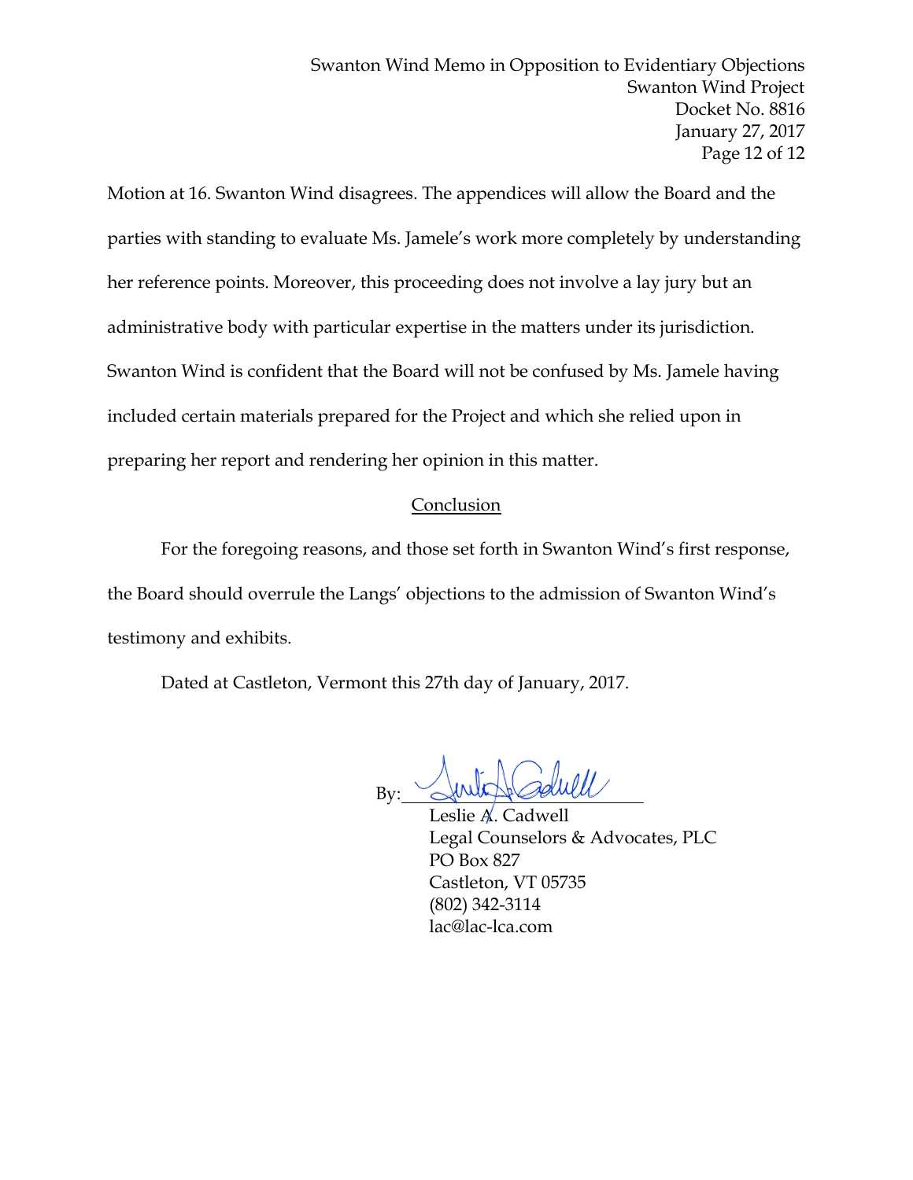Motion at 16. Swanton Wind disagrees. The appendices will allow the Board and the parties with standing to evaluate Ms. Jamele's work more completely by understanding her reference points. Moreover, this proceeding does not involve a lay jury but an administrative body with particular expertise in the matters under its jurisdiction. Swanton Wind is confident that the Board will not be confused by Ms. Jamele having included certain materials prepared for the Project and which she relied upon in preparing her report and rendering her opinion in this matter.

## Conclusion

For the foregoing reasons, and those set forth in Swanton Wind's first response, the Board should overrule the Langs' objections to the admission of Swanton Wind's testimony and exhibits.

Dated at Castleton, Vermont this 27th day of January, 2017.

By: ______________________

Leslie A. Cadwell
Legal Counselors & Advocates, PLC
PO Box 827
Castleton, VT 05735
(802) 342-3114
lac@lac-lca.com